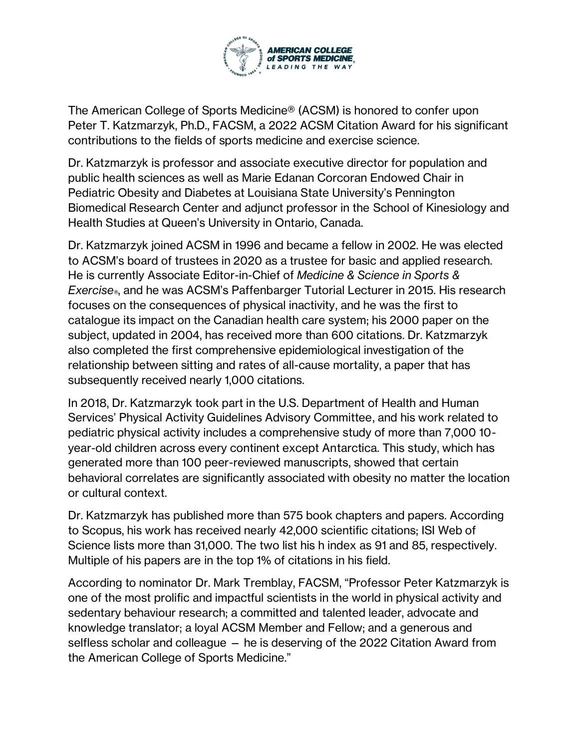The American College of Sports Medicine® (ACSM) is honored to confer upon Peter T. Katzmarzyk, Ph.D., FACSM, a 2022 ACSM Citation Award for his significant contributions to the fields of sports medicine and exercise science.

Dr. Katzmarzyk is professor and associate executive director for population and public health sciences as well as Marie Edanan Corcoran Endowed Chair in Pediatric Obesity and Diabetes at Louisiana State University's Pennington Biomedical Research Center and adjunct professor in the School of Kinesiology and Health Studies at Queen's University in Ontario, Canada.

Dr. Katzmarzyk joined ACSM in 1996 and became a fellow in 2002. He was elected to ACSM's board of trustees in 2020 as a trustee for basic and applied research. He is currently Associate Editor-in-Chief of *Medicine & Science in Sports & Exercise®*, and he was ACSM's Paffenbarger Tutorial Lecturer in 2015. His research focuses on the consequences of physical inactivity, and he was the first to catalogue its impact on the Canadian health care system; his 2000 paper on the subject, updated in 2004, has received more than 600 citations. Dr. Katzmarzyk also completed the first comprehensive epidemiological investigation of the relationship between sitting and rates of all-cause mortality, a paper that has subsequently received nearly 1,000 citations.

In 2018, Dr. Katzmarzyk took part in the U.S. Department of Health and Human Services' Physical Activity Guidelines Advisory Committee, and his work related to pediatric physical activity includes a comprehensive study of more than 7,000 10-year-old children across every continent except Antarctica. This study, which has generated more than 100 peer-reviewed manuscripts, showed that certain behavioral correlates are significantly associated with obesity no matter the location or cultural context.

Dr. Katzmarzyk has published more than 575 book chapters and papers. According to Scopus, his work has received nearly 42,000 scientific citations; ISI Web of Science lists more than 31,000. The two list his h index as 91 and 85, respectively. Multiple of his papers are in the top 1% of citations in his field.

According to nominator Dr. Mark Tremblay, FACSM, "Professor Peter Katzmarzyk is one of the most prolific and impactful scientists in the world in physical activity and sedentary behaviour research; a committed and talented leader, advocate and knowledge translator; a loyal ACSM Member and Fellow; and a generous and selfless scholar and colleague — he is deserving of the 2022 Citation Award from the American College of Sports Medicine."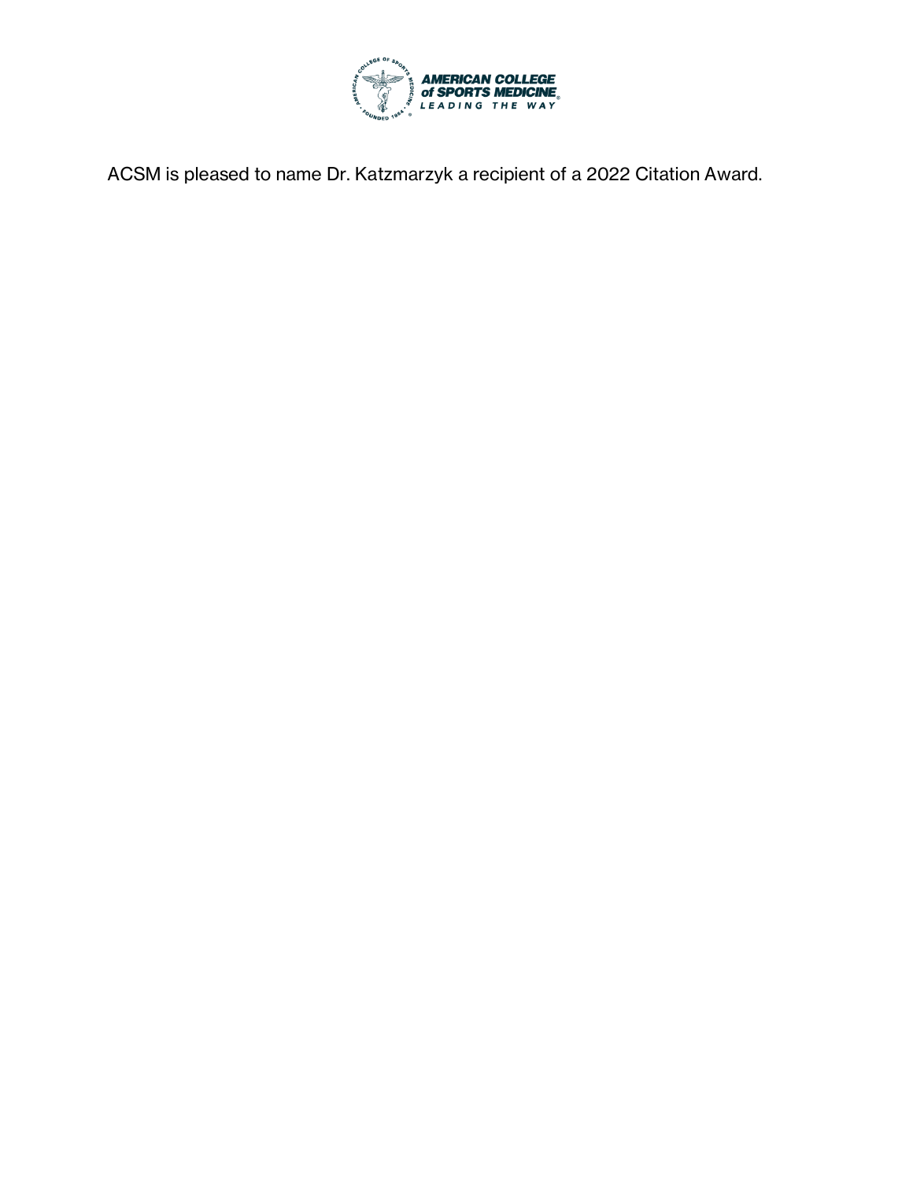ACSM is pleased to name Dr. Katzmarzyk a recipient of a 2022 Citation Award.